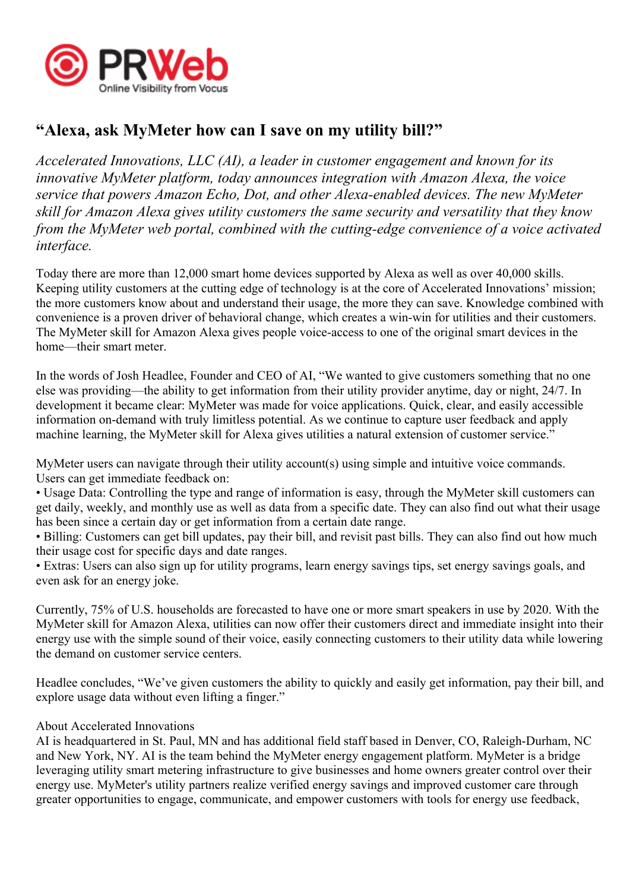# "Alexa, ask MyMeter how can I save on my utility bill?"

*Accelerated Innovations, LLC (AI), a leader in customer engagement and known for its innovative MyMeter platform, today announces integration with Amazon Alexa, the voice service that powers Amazon Echo, Dot, and other Alexa-enabled devices. The new MyMeter skill for Amazon Alexa gives utility customers the same security and versatility that they know from the MyMeter web portal, combined with the cutting-edge convenience of a voice activated interface.*

Today there are more than 12,000 smart home devices supported by Alexa as well as over 40,000 skills. Keeping utility customers at the cutting edge of technology is at the core of Accelerated Innovations' mission; the more customers know about and understand their usage, the more they can save. Knowledge combined with convenience is a proven driver of behavioral change, which creates a win-win for utilities and their customers. The MyMeter skill for Amazon Alexa gives people voice-access to one of the original smart devices in the home—their smart meter.

In the words of Josh Headlee, Founder and CEO of AI, "We wanted to give customers something that no one else was providing—the ability to get information from their utility provider anytime, day or night, 24/7. In development it became clear: MyMeter was made for voice applications. Quick, clear, and easily accessible information on-demand with truly limitless potential. As we continue to capture user feedback and apply machine learning, the MyMeter skill for Alexa gives utilities a natural extension of customer service."

MyMeter users can navigate through their utility account(s) using simple and intuitive voice commands. Users can get immediate feedback on:

- Usage Data: Controlling the type and range of information is easy, through the MyMeter skill customers can get daily, weekly, and monthly use as well as data from a specific date. They can also find out what their usage has been since a certain day or get information from a certain date range.
- Billing: Customers can get bill updates, pay their bill, and revisit past bills. They can also find out how much their usage cost for specific days and date ranges.
- Extras: Users can also sign up for utility programs, learn energy savings tips, set energy savings goals, and even ask for an energy joke.

Currently, 75% of U.S. households are forecasted to have one or more smart speakers in use by 2020. With the MyMeter skill for Amazon Alexa, utilities can now offer their customers direct and immediate insight into their energy use with the simple sound of their voice, easily connecting customers to their utility data while lowering the demand on customer service centers.

Headlee concludes, "We've given customers the ability to quickly and easily get information, pay their bill, and explore usage data without even lifting a finger."

About Accelerated Innovations
AI is headquartered in St. Paul, MN and has additional field staff based in Denver, CO, Raleigh-Durham, NC and New York, NY. AI is the team behind the MyMeter energy engagement platform. MyMeter is a bridge leveraging utility smart metering infrastructure to give businesses and home owners greater control over their energy use. MyMeter's utility partners realize verified energy savings and improved customer care through greater opportunities to engage, communicate, and empower customers with tools for energy use feedback,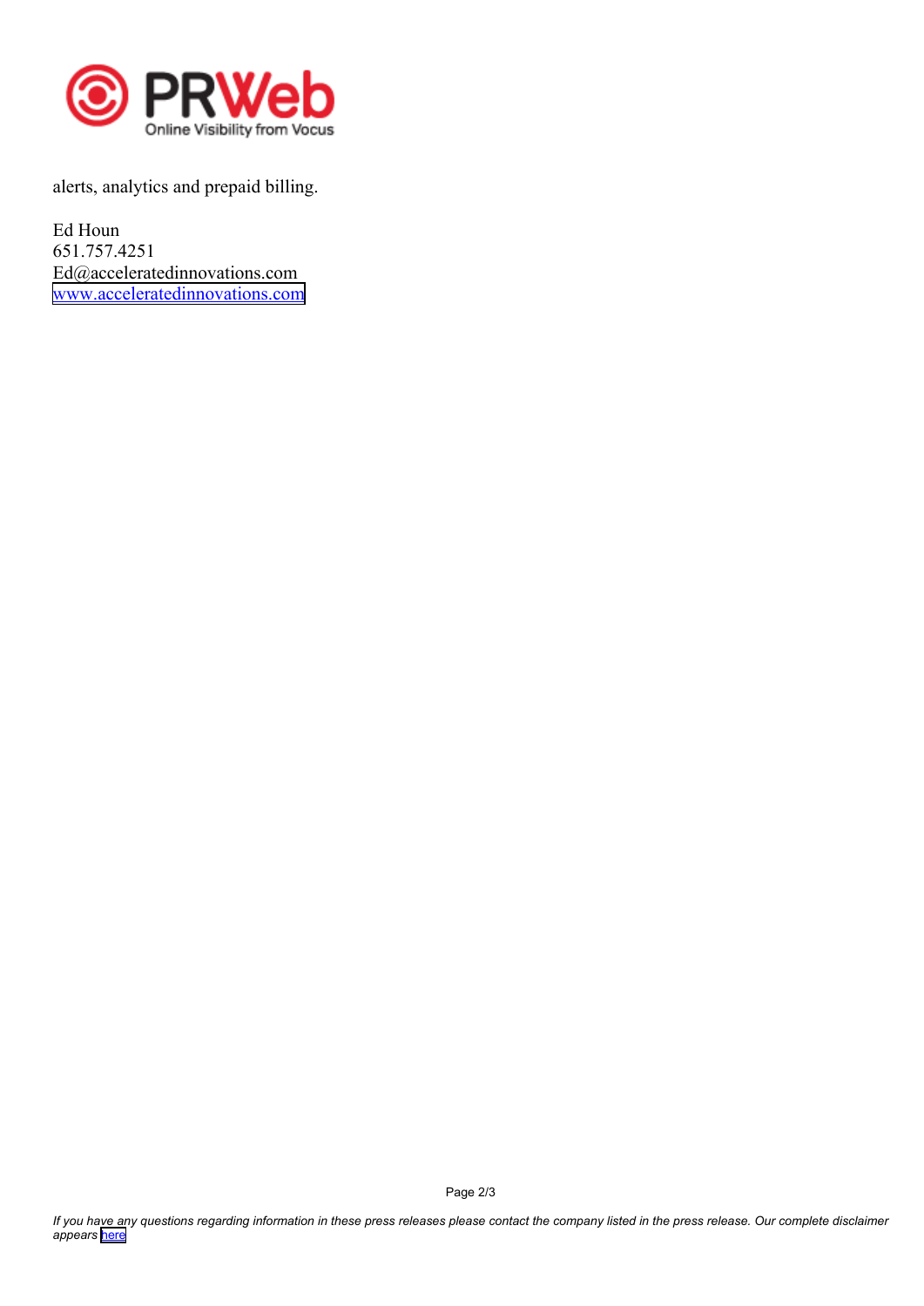alerts, analytics and prepaid billing.

Ed Houn
651.757.4251
Ed@acceleratedinnovations.com
[www.acceleratedinnovations.com](http://www.acceleratedinnovations.com)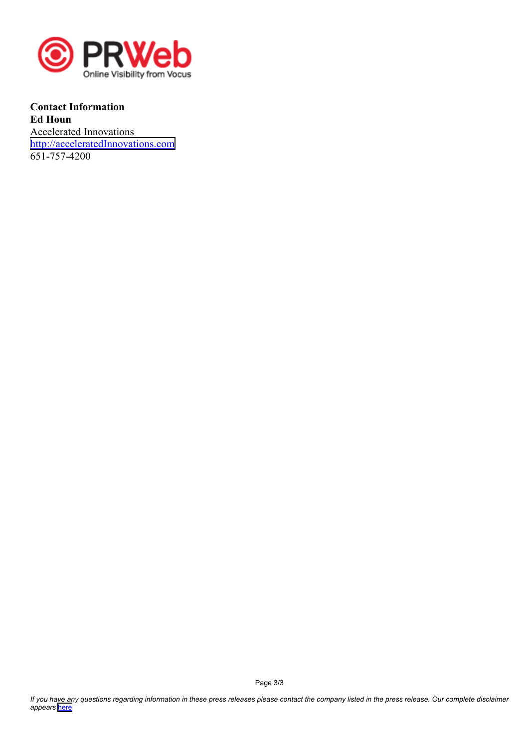**Contact Information**
**Ed Houn**
Accelerated Innovations
[http://acceleratedInnovations.com](http://acceleratedInnovations.com)
651-757-4200

*If you have any questions regarding information in these press releases please contact the company listed in the press release. Our complete disclaimer appears here*